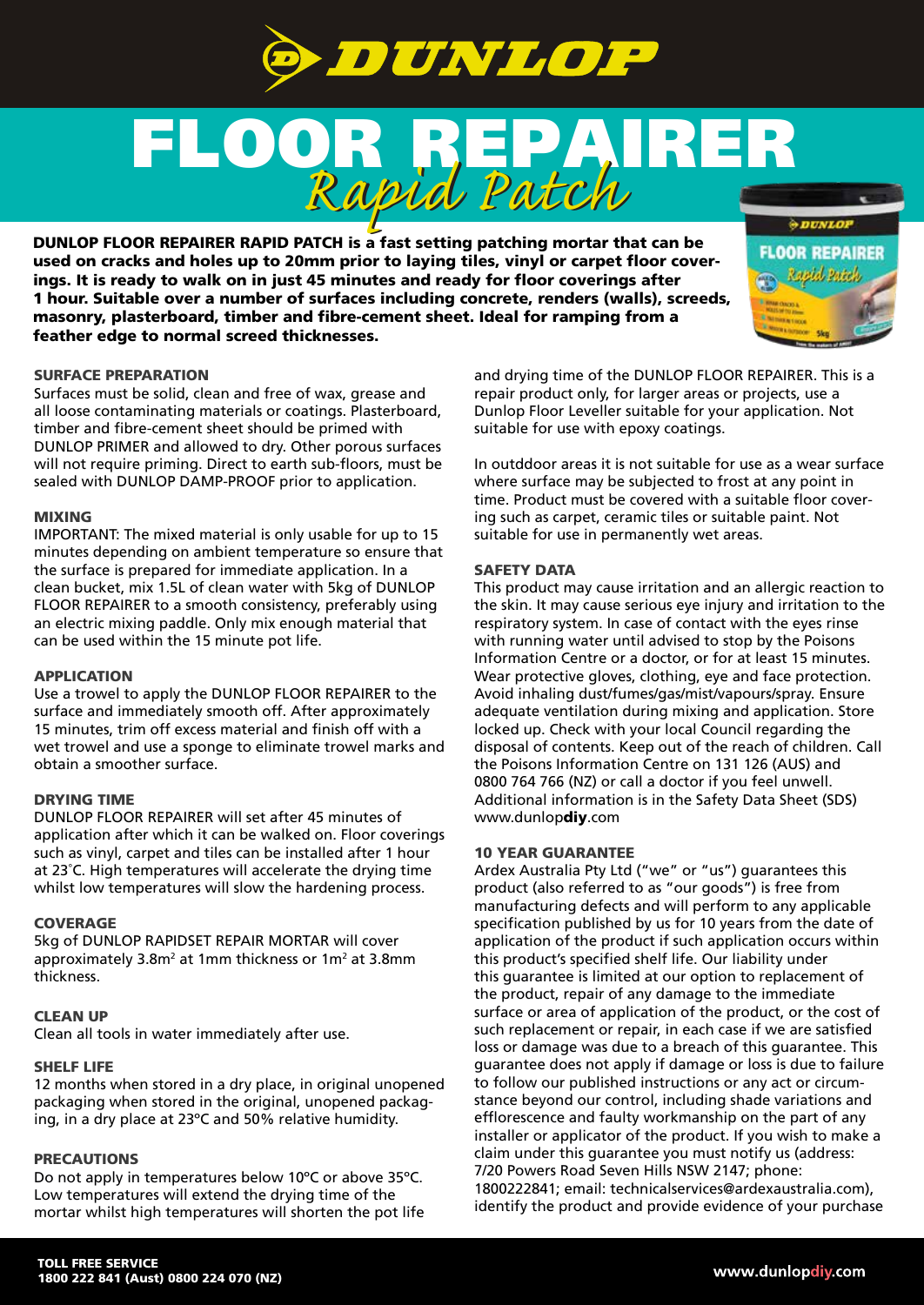# DUNLOP

# FLOOR REPAIRER *Rapid Patch*

**DUNLOP FLOOR REPAIRER RAPID PATCH is a fast setting patching mortar that can be used on cracks and holes up to 20mm prior to laying tiles, vinyl or carpet floor coverings. It is ready to walk on in just 45 minutes and ready for floor coverings after 1 hour. Suitable over a number of surfaces including concrete, renders (walls), screeds, masonry, plasterboard, timber and fibre-cement sheet. Ideal for ramping from a feather edge to normal screed thicknesses.**

### SURFACE PREPARATION

Surfaces must be solid, clean and free of wax, grease and all loose contaminating materials or coatings. Plasterboard, timber and fibre-cement sheet should be primed with DUNLOP PRIMER and allowed to dry. Other porous surfaces will not require priming. Direct to earth sub-floors, must be sealed with DUNLOP DAMP-PROOF prior to application.

### MIXING

IMPORTANT: The mixed material is only usable for up to 15 minutes depending on ambient temperature so ensure that the surface is prepared for immediate application. In a clean bucket, mix 1.5L of clean water with 5kg of DUNLOP FLOOR REPAIRER to a smooth consistency, preferably using an electric mixing paddle. Only mix enough material that can be used within the 15 minute pot life.

### APPLICATION

Use a trowel to apply the DUNLOP FLOOR REPAIRER to the surface and immediately smooth off. After approximately 15 minutes, trim off excess material and finish off with a wet trowel and use a sponge to eliminate trowel marks and obtain a smoother surface.

### DRYING TIME

DUNLOP FLOOR REPAIRER will set after 45 minutes of application after which it can be walked on. Floor coverings such as vinyl, carpet and tiles can be installed after 1 hour at 23˚C. High temperatures will accelerate the drying time whilst low temperatures will slow the hardening process.

### COVERAGE

5kg of DUNLOP RAPIDSET REPAIR MORTAR will cover approximately 3.8m$^2$ at 1mm thickness or 1m$^2$ at 3.8mm thickness.

### CLEAN UP

Clean all tools in water immediately after use.

### SHELF LIFE

12 months when stored in a dry place, in original unopened packaging when stored in the original, unopened packaging, in a dry place at 23ºC and 50% relative humidity.

### PRECAUTIONS

Do not apply in temperatures below 10ºC or above 35ºC. Low temperatures will extend the drying time of the mortar whilst high temperatures will shorten the pot life and drying time of the DUNLOP FLOOR REPAIRER. This is a repair product only, for larger areas or projects, use a Dunlop Floor Leveller suitable for your application. Not suitable for use with epoxy coatings.

In outtdoor areas it is not suitable for use as a wear surface where surface may be subjected to frost at any point in time. Product must be covered with a suitable floor covering such as carpet, ceramic tiles or suitable paint. Not suitable for use in permanently wet areas.

### SAFETY DATA

This product may cause irritation and an allergic reaction to the skin. It may cause serious eye injury and irritation to the respiratory system. In case of contact with the eyes rinse with running water until advised to stop by the Poisons Information Centre or a doctor, or for at least 15 minutes. Wear protective gloves, clothing, eye and face protection. Avoid inhaling dust/fumes/gas/mist/vapours/spray. Ensure adequate ventilation during mixing and application. Store locked up. Check with your local Council regarding the disposal of contents. Keep out of the reach of children. Call the Poisons Information Centre on 131 126 (AUS) and 0800 764 766 (NZ) or call a doctor if you feel unwell. Additional information is in the Safety Data Sheet (SDS) www.dunlop**diy**.com

### 10 YEAR GUARANTEE

Ardex Australia Pty Ltd ("we" or "us") guarantees this product (also referred to as "our goods") is free from manufacturing defects and will perform to any applicable specification published by us for 10 years from the date of application of the product if such application occurs within this product's specified shelf life. Our liability under this guarantee is limited at our option to replacement of the product, repair of any damage to the immediate surface or area of application of the product, or the cost of such replacement or repair, in each case if we are satisfied loss or damage was due to a breach of this guarantee. This guarantee does not apply if damage or loss is due to failure to follow our published instructions or any act or circumstance beyond our control, including shade variations and efflorescence and faulty workmanship on the part of any installer or applicator of the product. If you wish to make a claim under this guarantee you must notify us (address: 7/20 Powers Road Seven Hills NSW 2147; phone: 1800222841; email: technicalservices@ardexaustralia.com), identify the product and provide evidence of your purchase

**TOLL FREE SERVICE**
**1800 222 841 (Aust) 0800 224 070 (NZ)**

**www.dunlopdiy.com**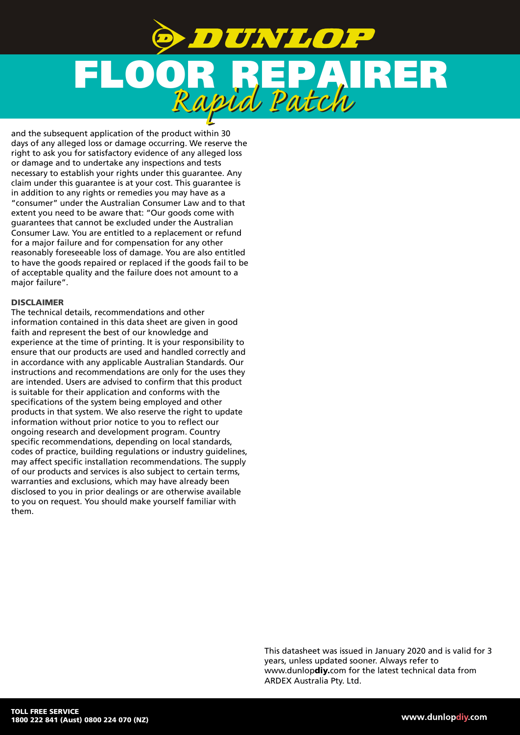and the subsequent application of the product within 30 days of any alleged loss or damage occurring. We reserve the right to ask you for satisfactory evidence of any alleged loss or damage and to undertake any inspections and tests necessary to establish your rights under this guarantee. Any claim under this guarantee is at your cost. This guarantee is in addition to any rights or remedies you may have as a "consumer" under the Australian Consumer Law and to that extent you need to be aware that: "Our goods come with guarantees that cannot be excluded under the Australian Consumer Law. You are entitled to a replacement or refund for a major failure and for compensation for any other reasonably foreseeable loss of damage. You are also entitled to have the goods repaired or replaced if the goods fail to be of acceptable quality and the failure does not amount to a major failure".

**DISCLAIMER**

The technical details, recommendations and other information contained in this data sheet are given in good faith and represent the best of our knowledge and experience at the time of printing. It is your responsibility to ensure that our products are used and handled correctly and in accordance with any applicable Australian Standards. Our instructions and recommendations are only for the uses they are intended. Users are advised to confirm that this product is suitable for their application and conforms with the specifications of the system being employed and other products in that system. We also reserve the right to update information without prior notice to you to reflect our ongoing research and development program. Country specific recommendations, depending on local standards, codes of practice, building regulations or industry guidelines, may affect specific installation recommendations. The supply of our products and services is also subject to certain terms, warranties and exclusions, which may have already been disclosed to you in prior dealings or are otherwise available to you on request. You should make yourself familiar with them.

This datasheet was issued in January 2020 and is valid for 3 years, unless updated sooner. Always refer to www.dunlopdiy.com for the latest technical data from ARDEX Australia Pty. Ltd.